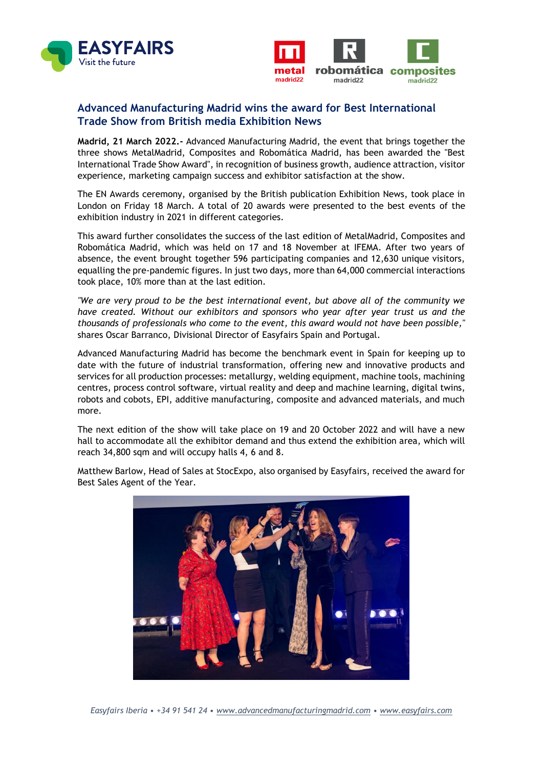## Advanced Manufacturing Madrid wins the award for Best International Trade Show from British media Exhibition News

**Madrid, 21 March 2022.-** Advanced Manufacturing Madrid, the event that brings together the three shows MetalMadrid, Composites and Robomática Madrid, has been awarded the "Best International Trade Show Award", in recognition of business growth, audience attraction, visitor experience, marketing campaign success and exhibitor satisfaction at the show.

The EN Awards ceremony, organised by the British publication Exhibition News, took place in London on Friday 18 March. A total of 20 awards were presented to the best events of the exhibition industry in 2021 in different categories.

This award further consolidates the success of the last edition of MetalMadrid, Composites and Robomática Madrid, which was held on 17 and 18 November at IFEMA. After two years of absence, the event brought together 596 participating companies and 12,630 unique visitors, equalling the pre-pandemic figures. In just two days, more than 64,000 commercial interactions took place, 10% more than at the last edition.

*"We are very proud to be the best international event, but above all of the community we have created. Without our exhibitors and sponsors who year after year trust us and the thousands of professionals who come to the event, this award would not have been possible,"* shares Oscar Barranco, Divisional Director of Easyfairs Spain and Portugal.

Advanced Manufacturing Madrid has become the benchmark event in Spain for keeping up to date with the future of industrial transformation, offering new and innovative products and services for all production processes: metallurgy, welding equipment, machine tools, machining centres, process control software, virtual reality and deep and machine learning, digital twins, robots and cobots, EPI, additive manufacturing, composite and advanced materials, and much more.

The next edition of the show will take place on 19 and 20 October 2022 and will have a new hall to accommodate all the exhibitor demand and thus extend the exhibition area, which will reach 34,800 sqm and will occupy halls 4, 6 and 8.

Matthew Barlow, Head of Sales at StocExpo, also organised by Easyfairs, received the award for Best Sales Agent of the Year.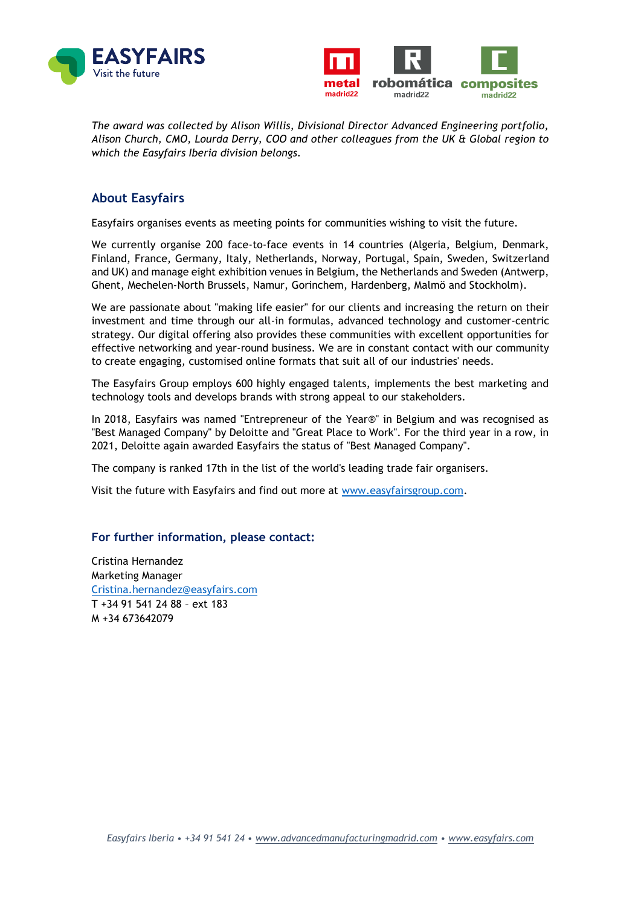*The award was collected by Alison Willis, Divisional Director Advanced Engineering portfolio, Alison Church, CMO, Lourda Derry, COO and other colleagues from the UK & Global region to which the Easyfairs Iberia division belongs.*

## About Easyfairs

Easyfairs organises events as meeting points for communities wishing to visit the future.

We currently organise 200 face-to-face events in 14 countries (Algeria, Belgium, Denmark, Finland, France, Germany, Italy, Netherlands, Norway, Portugal, Spain, Sweden, Switzerland and UK) and manage eight exhibition venues in Belgium, the Netherlands and Sweden (Antwerp, Ghent, Mechelen-North Brussels, Namur, Gorinchem, Hardenberg, Malmö and Stockholm).

We are passionate about "making life easier" for our clients and increasing the return on their investment and time through our all-in formulas, advanced technology and customer-centric strategy. Our digital offering also provides these communities with excellent opportunities for effective networking and year-round business. We are in constant contact with our community to create engaging, customised online formats that suit all of our industries' needs.

The Easyfairs Group employs 600 highly engaged talents, implements the best marketing and technology tools and develops brands with strong appeal to our stakeholders.

In 2018, Easyfairs was named "Entrepreneur of the Year®" in Belgium and was recognised as "Best Managed Company" by Deloitte and "Great Place to Work". For the third year in a row, in 2021, Deloitte again awarded Easyfairs the status of "Best Managed Company".

The company is ranked 17th in the list of the world's leading trade fair organisers.

Visit the future with Easyfairs and find out more at [www.easyfairsgroup.com](http://www.easyfairsgroup.com).

### For further information, please contact:

Cristina Hernandez
Marketing Manager
[Cristina.hernandez@easyfairs.com](mailto:Cristina.hernandez@easyfairs.com)
T +34 91 541 24 88 – ext 183
M +34 673642079